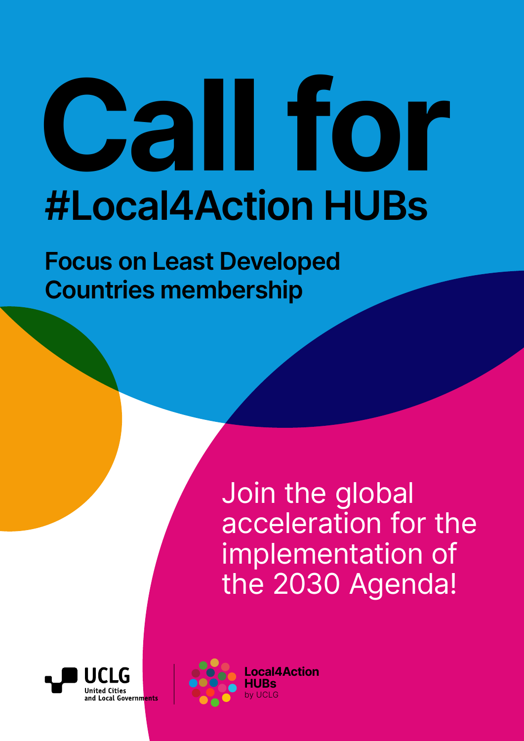# Call for #Local4Action HUBs

## Focus on Least Developed Countries membership

Join the global acceleration for the implementation of the 2030 Agenda!

UCLG United Cities and Local Governments

Local4Action HUBs by UCLG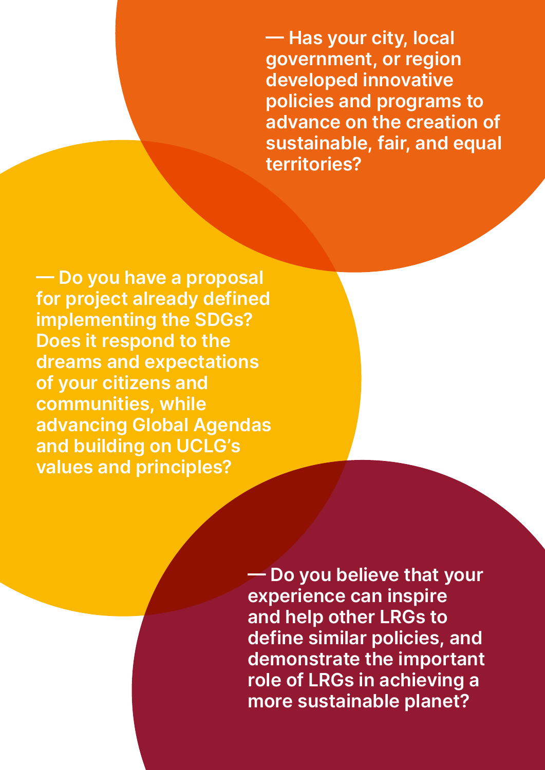**— Has your city, local government, or region developed innovative policies and programs to advance on the creation of sustainable, fair, and equal territories?**

**— Do you have a proposal for project already defined implementing the SDGs? Does it respond to the dreams and expectations of your citizens and communities, while advancing Global Agendas and building on UCLG's values and principles?**

**— Do you believe that your experience can inspire and help other LRGs to define similar policies, and demonstrate the important role of LRGs in achieving a more sustainable planet?**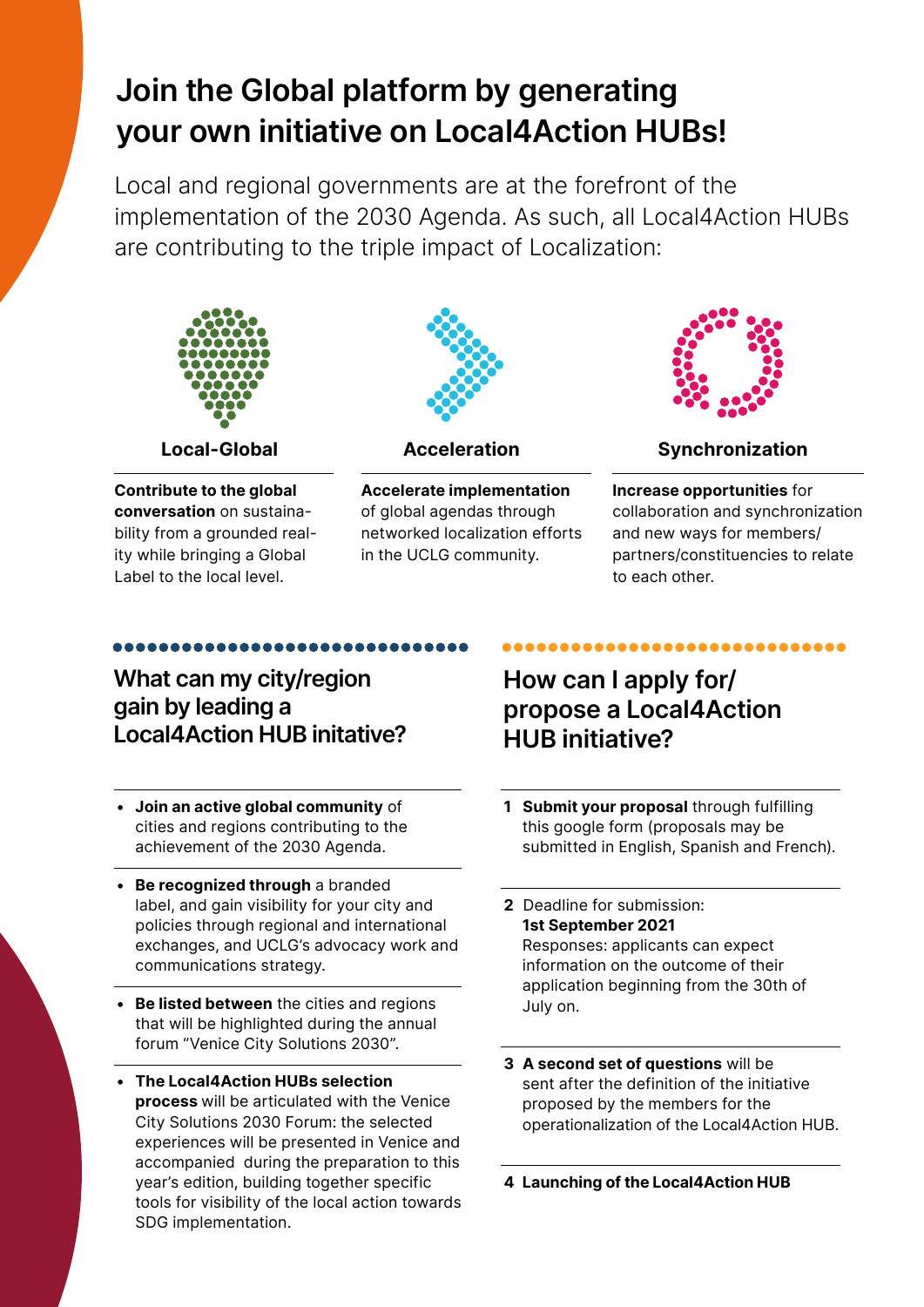# Join the Global platform by generating your own initiative on Local4Action HUBs!

Local and regional governments are at the forefront of the implementation of the 2030 Agenda. As such, all Local4Action HUBs are contributing to the triple impact of Localization:

### Local-Global

**Contribute to the global conversation** on sustainability from a grounded reality while bringing a Global Label to the local level.

### Acceleration

**Accelerate implementation** of global agendas through networked localization efforts in the UCLG community.

### Synchronization

**Increase opportunities** for collaboration and synchronization and new ways for members/partners/constituencies to relate to each other.

## What can my city/region gain by leading a Local4Action HUB initative?

- **Join an active global community** of cities and regions contributing to the achievement of the 2030 Agenda.
- **Be recognized through** a branded label, and gain visibility for your city and policies through regional and international exchanges, and UCLG's advocacy work and communications strategy.
- **Be listed between** the cities and regions that will be highlighted during the annual forum "Venice City Solutions 2030".
- **The Local4Action HUBs selection process** will be articulated with the Venice City Solutions 2030 Forum: the selected experiences will be presented in Venice and accompanied during the preparation to this year's edition, building together specific tools for visibility of the local action towards SDG implementation.

## How can I apply for/ propose a Local4Action HUB initiative?

1. **Submit your proposal** through fulfilling this google form (proposals may be submitted in English, Spanish and French).
2. Deadline for submission: **1st September 2021**
   Responses: applicants can expect information on the outcome of their application beginning from the 30th of July on.
3. **A second set of questions** will be sent after the definition of the initiative proposed by the members for the operationalization of the Local4Action HUB.
4. **Launching of the Local4Action HUB**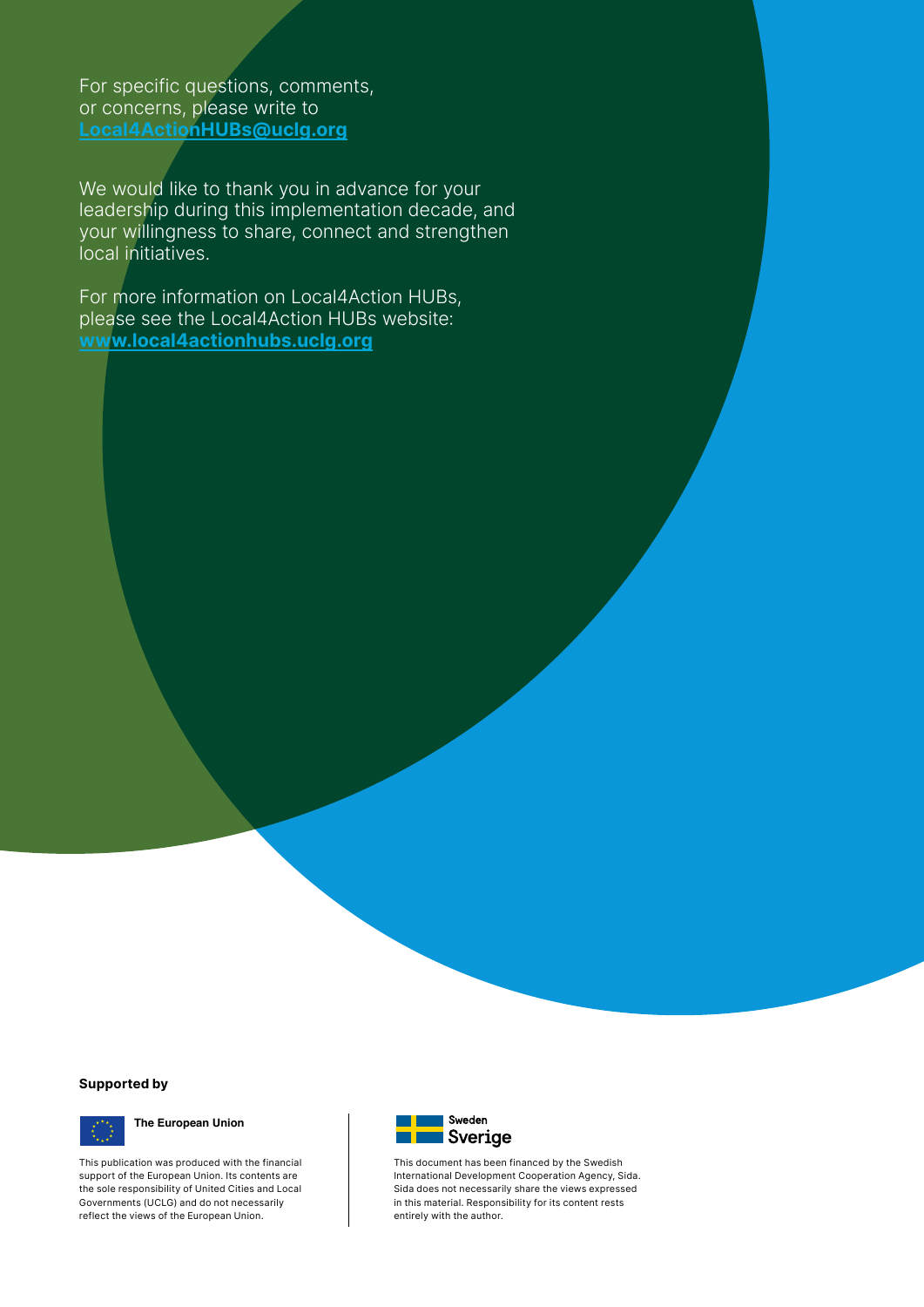For specific questions, comments, or concerns, please write to **Local4ActionHUBs@uclg.org**

We would like to thank you in advance for your leadership during this implementation decade, and your willingness to share, connect and strengthen local initiatives.

For more information on Local4Action HUBs, please see the Local4Action HUBs website: **www.local4actionhubs.uclg.org**

**Supported by**

**The European Union**

This publication was produced with the financial support of the European Union. Its contents are the sole responsibility of United Cities and Local Governments (UCLG) and do not necessarily reflect the views of the European Union.

Sweden
Sverige

This document has been financed by the Swedish International Development Cooperation Agency, Sida. Sida does not necessarily share the views expressed in this material. Responsibility for its content rests entirely with the author.